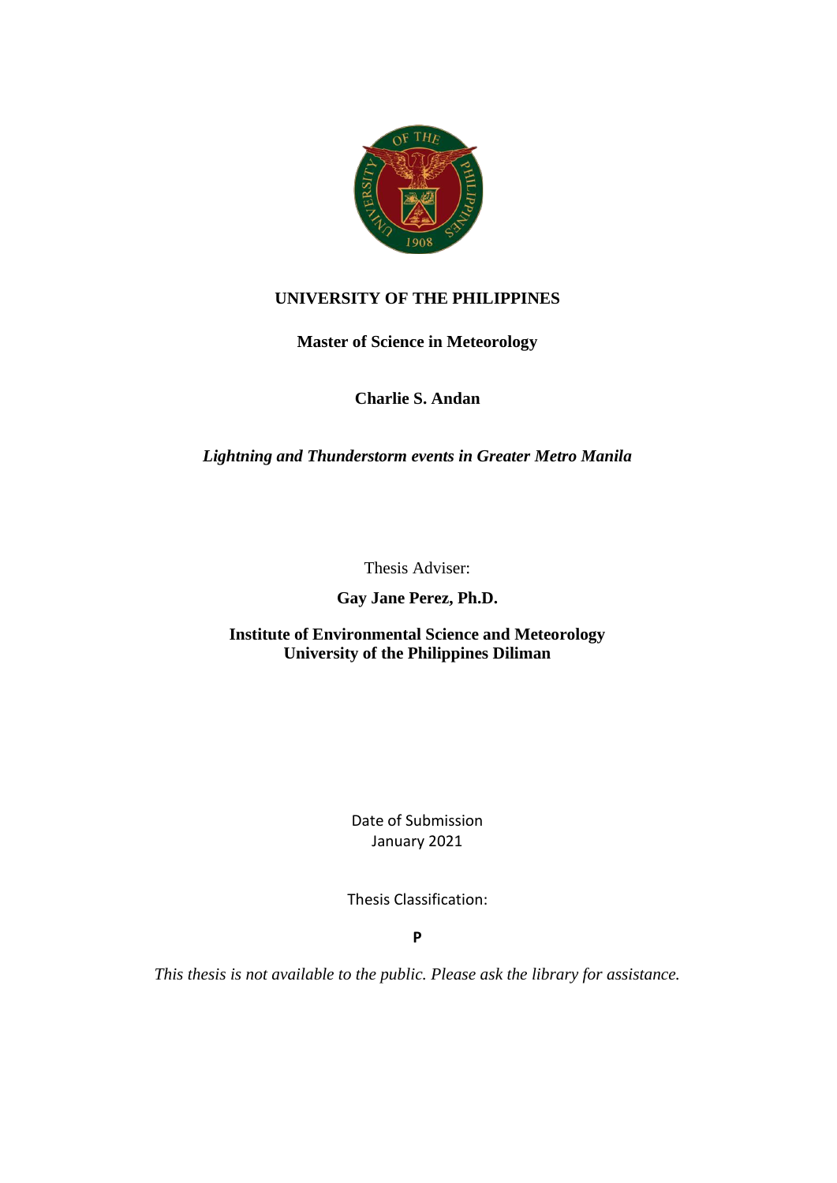**UNIVERSITY OF THE PHILIPPINES**

**Master of Science in Meteorology**

**Charlie S. Andan**

***Lightning and Thunderstorm events in Greater Metro Manila***

Thesis Adviser:

**Gay Jane Perez, Ph.D.**

**Institute of Environmental Science and Meteorology**
**University of the Philippines Diliman**

Date of Submission
January 2021

Thesis Classification:

**P**

*This thesis is not available to the public. Please ask the library for assistance.*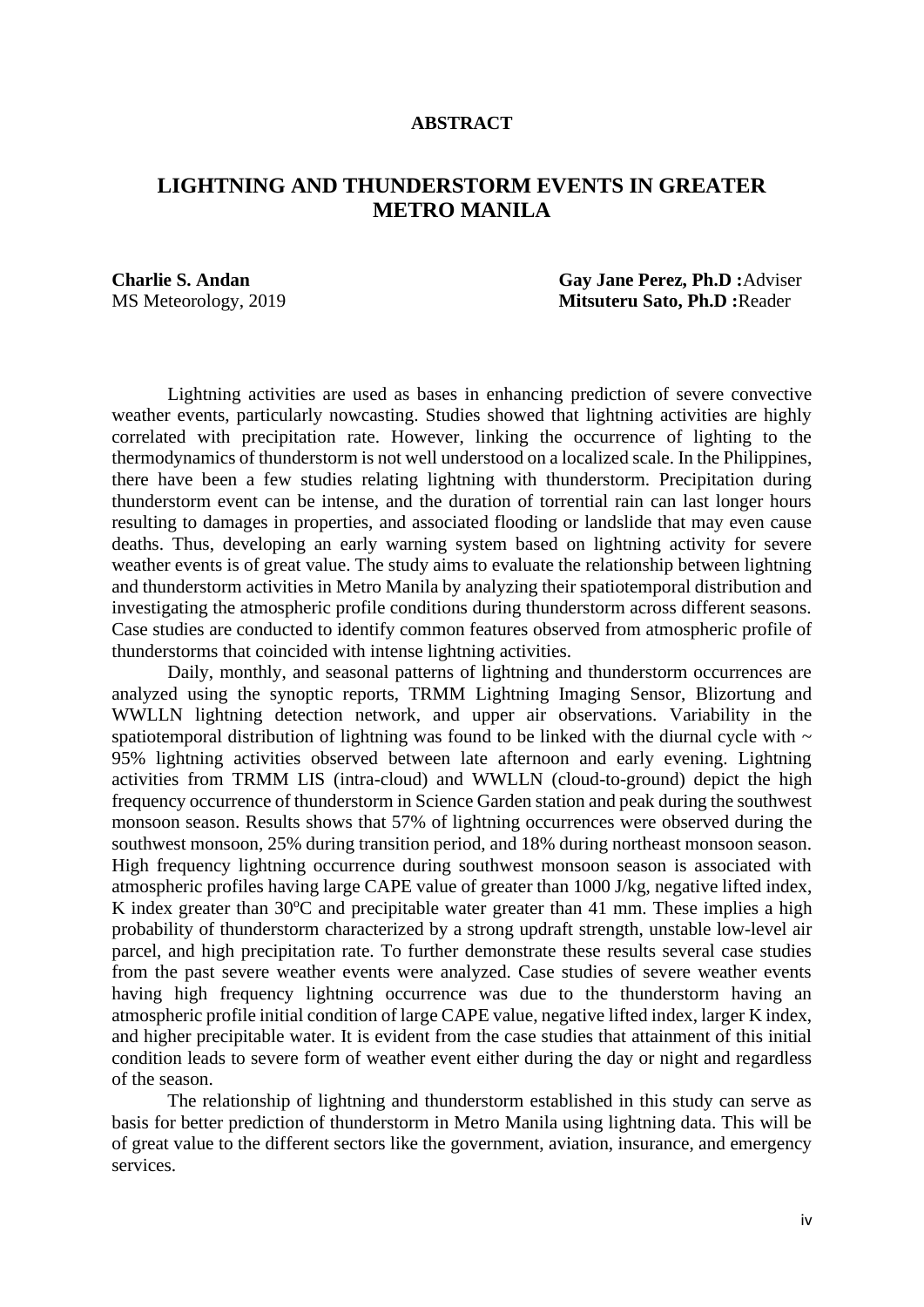**ABSTRACT**

# LIGHTNING AND THUNDERSTORM EVENTS IN GREATER METRO MANILA

**Charlie S. Andan**
MS Meteorology, 2019

**Gay Jane Perez, Ph.D :**Adviser
**Mitsuteru Sato, Ph.D :**Reader

Lightning activities are used as bases in enhancing prediction of severe convective weather events, particularly nowcasting. Studies showed that lightning activities are highly correlated with precipitation rate. However, linking the occurrence of lighting to the thermodynamics of thunderstorm is not well understood on a localized scale. In the Philippines, there have been a few studies relating lightning with thunderstorm. Precipitation during thunderstorm event can be intense, and the duration of torrential rain can last longer hours resulting to damages in properties, and associated flooding or landslide that may even cause deaths. Thus, developing an early warning system based on lightning activity for severe weather events is of great value. The study aims to evaluate the relationship between lightning and thunderstorm activities in Metro Manila by analyzing their spatiotemporal distribution and investigating the atmospheric profile conditions during thunderstorm across different seasons. Case studies are conducted to identify common features observed from atmospheric profile of thunderstorms that coincided with intense lightning activities.

Daily, monthly, and seasonal patterns of lightning and thunderstorm occurrences are analyzed using the synoptic reports, TRMM Lightning Imaging Sensor, Blizortung and WWLLN lightning detection network, and upper air observations. Variability in the spatiotemporal distribution of lightning was found to be linked with the diurnal cycle with ~ 95% lightning activities observed between late afternoon and early evening. Lightning activities from TRMM LIS (intra-cloud) and WWLLN (cloud-to-ground) depict the high frequency occurrence of thunderstorm in Science Garden station and peak during the southwest monsoon season. Results shows that 57% of lightning occurrences were observed during the southwest monsoon, 25% during transition period, and 18% during northeast monsoon season. High frequency lightning occurrence during southwest monsoon season is associated with atmospheric profiles having large CAPE value of greater than 1000 J/kg, negative lifted index, K index greater than 30$^{o}$C and precipitable water greater than 41 mm. These implies a high probability of thunderstorm characterized by a strong updraft strength, unstable low-level air parcel, and high precipitation rate. To further demonstrate these results several case studies from the past severe weather events were analyzed. Case studies of severe weather events having high frequency lightning occurrence was due to the thunderstorm having an atmospheric profile initial condition of large CAPE value, negative lifted index, larger K index, and higher precipitable water. It is evident from the case studies that attainment of this initial condition leads to severe form of weather event either during the day or night and regardless of the season.

The relationship of lightning and thunderstorm established in this study can serve as basis for better prediction of thunderstorm in Metro Manila using lightning data. This will be of great value to the different sectors like the government, aviation, insurance, and emergency services.